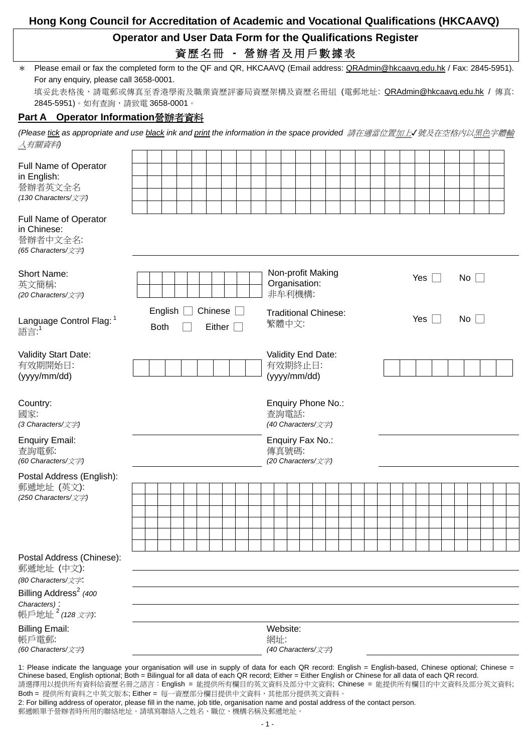# Hong Kong Council for Accreditation of Academic and Vocational Qualifications (HKCAAVQ)

## Operator and User Data Form for the Qualifications Register

## 資歷名冊 - 營辦者及用戶數據表

∗ Please email or fax the completed form to the QF and QR, HKCAAVQ (Email address: QRAdmin@hkcaavq.edu.hk / Fax: 2845-5951). For any enquiry, please call 3658-0001.

填妥此表格後，請電郵或傳真至香港學術及職業資歷評審局資歷架構及資歷名冊組 (電郵地址: QRAdmin@hkcaavq.edu.hk / 傳真: 2845-5951)。如有查詢，請致電 3658-0001。

### Part A Operator Information營辦者資料

*(Please tick as appropriate and use black ink and print the information in the space provided 請在適當位置加上✓號及在空格內以黑色字體輸入有關資料)*

Full Name of Operator in English:
營辦者英文全名
*(130 Characters/文字)*

Full Name of Operator in Chinese:
營辦者中文全名:
*(65 Characters/文字)*

Short Name:
英文簡稱:
*(20 Characters/文字)*

Non-profit Making Organisation:
非牟利機構:
Yes ☐ No ☐

Language Control Flag:[1]
語言:[1]
English ☐ Chinese ☐
Both ☐ Either ☐

Traditional Chinese:
繁體中文:
Yes ☐ No ☐

Validity Start Date:
有效期開始日:
(yyyy/mm/dd)

Validity End Date:
有效期終止日:
(yyyy/mm/dd)

Country:
國家:
*(3 Characters/文字)*

Enquiry Phone No.:
查詢電話:
*(40 Characters/文字)*

Enquiry Email:
查詢電郵:
*(60 Characters/文字)*

Enquiry Fax No.:
傳真號碼:
*(20 Characters/文字)*

Postal Address (English):
郵遞地址 (英文):
*(250 Characters/文字)*

Postal Address (Chinese):
郵遞地址 (中文):
*(80 Characters/文字:*

Billing Address[2] *(400 Characters)* :
帳戶地址 [2] *(128 文字)*:

Billing Email:
帳戶電郵:
*(60 Characters/文字)*

Website:
網址:
*(40 Characters/文字)*

1: Please indicate the language your organisation will use in supply of data for each QR record: English = English-based, Chinese optional; Chinese = Chinese based, English optional; Both = Bilingual for all data of each QR record; Either = Either English or Chinese for all data of each QR record.
請選擇用以提供所有資料給資歷名冊之語言：English = 能提供所有欄目的英文資料及部分中文資料; Chinese = 能提供所有欄目的中文資料及部分英文資料; Both = 提供所有資料之中英文版本; Either = 每一資歷部分欄目提供中文資料，其他部分提供英文資料。

2: For billing address of operator, please fill in the name, job title, organisation name and postal address of the contact person.
郵遞帳單予營辦者時所用的聯絡地址。請填寫聯絡人之姓名、職位、機構名稱及郵遞地址。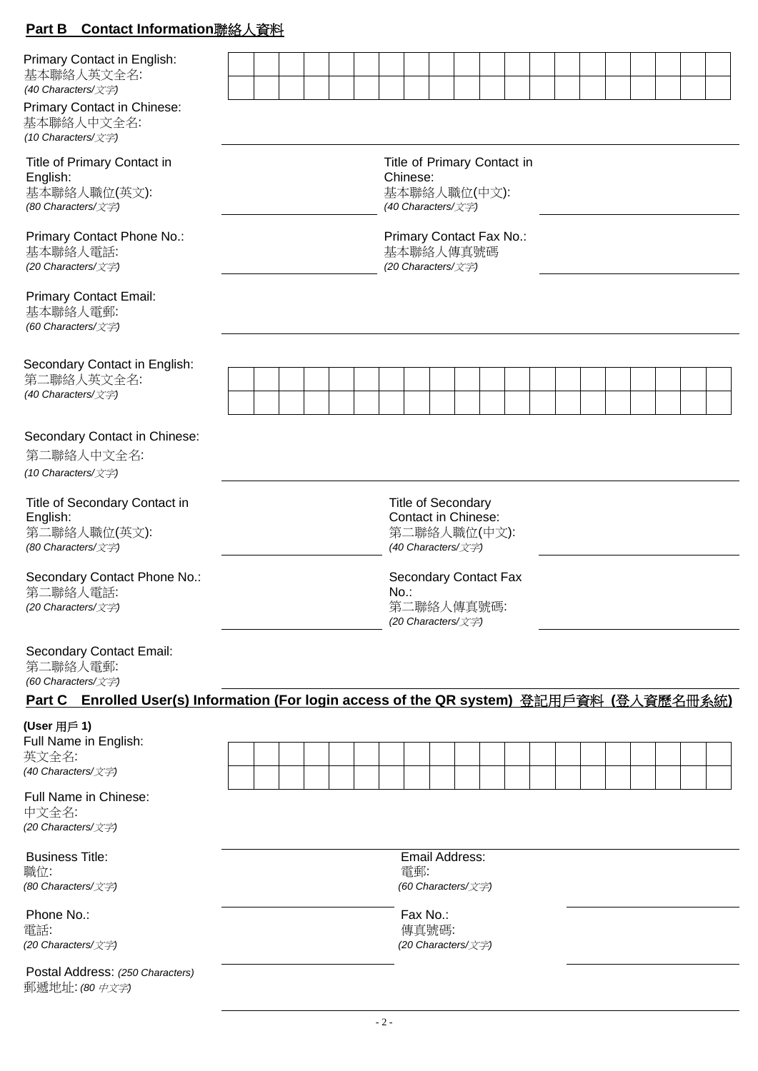## Part B Contact Information聯絡人資料

Primary Contact in English:
基本聯絡人英文全名:
*(40 Characters/文字)*

| | | | | | | | | | | | | | | | | | | | |
|---|---|---|---|---|---|---|---|---|---|---|---|---|---|---|---|---|---|---|---|
| | | | | | | | | | | | | | | | | | | | |

Primary Contact in Chinese:
基本聯絡人中文全名:
*(10 Characters/文字)* ______________________________

Title of Primary Contact in English:
基本聯絡人職位(英文):
*(80 Characters/文字)* ______________________________

Title of Primary Contact in Chinese:
基本聯絡人職位(中文):
*(40 Characters/文字)* ______________________________

Primary Contact Phone No.:
基本聯絡人電話:
*(20 Characters/文字)* ______________________________

Primary Contact Fax No.:
基本聯絡人傳真號碼
*(20 Characters/文字)* ______________________________

Primary Contact Email:
基本聯絡人電郵:
*(60 Characters/文字)* ______________________________

Secondary Contact in English:
第二聯絡人英文全名:
*(40 Characters/文字)*

| | | | | | | | | | | | | | | | | | | | |
|---|---|---|---|---|---|---|---|---|---|---|---|---|---|---|---|---|---|---|---|
| | | | | | | | | | | | | | | | | | | | |

Secondary Contact in Chinese:
第二聯絡人中文全名:
*(10 Characters/文字)* ______________________________

Title of Secondary Contact in English:
第二聯絡人職位(英文):
*(80 Characters/文字)* ______________________________

Title of Secondary Contact in Chinese:
第二聯絡人職位(中文):
*(40 Characters/文字)* ______________________________

Secondary Contact Phone No.:
第二聯絡人電話:
*(20 Characters/文字)* ______________________________

Secondary Contact Fax No.:
第二聯絡人傳真號碼:
*(20 Characters/文字)* ______________________________

Secondary Contact Email:
第二聯絡人電郵:
*(60 Characters/文字)* ______________________________

## Part C Enrolled User(s) Information (For login access of the QR system) 登記用戶資料 (登入資歷名冊系統)

**(User 用戶 1)**

Full Name in English:
英文全名:
*(40 Characters/文字)*

| | | | | | | | | | | | | | | | | | | | |
|---|---|---|---|---|---|---|---|---|---|---|---|---|---|---|---|---|---|---|---|
| | | | | | | | | | | | | | | | | | | | |

Full Name in Chinese:
中文全名:
*(20 Characters/文字)* ______________________________

Business Title:
職位:
*(80 Characters/文字)* ______________________________

Email Address:
電郵:
*(60 Characters/文字)* ______________________________

Phone No.:
電話:
*(20 Characters/文字)* ______________________________

Fax No.:
傳真號碼:
*(20 Characters/文字)* ______________________________

Postal Address: *(250 Characters)*
郵遞地址: *(80 中文字)* ______________________________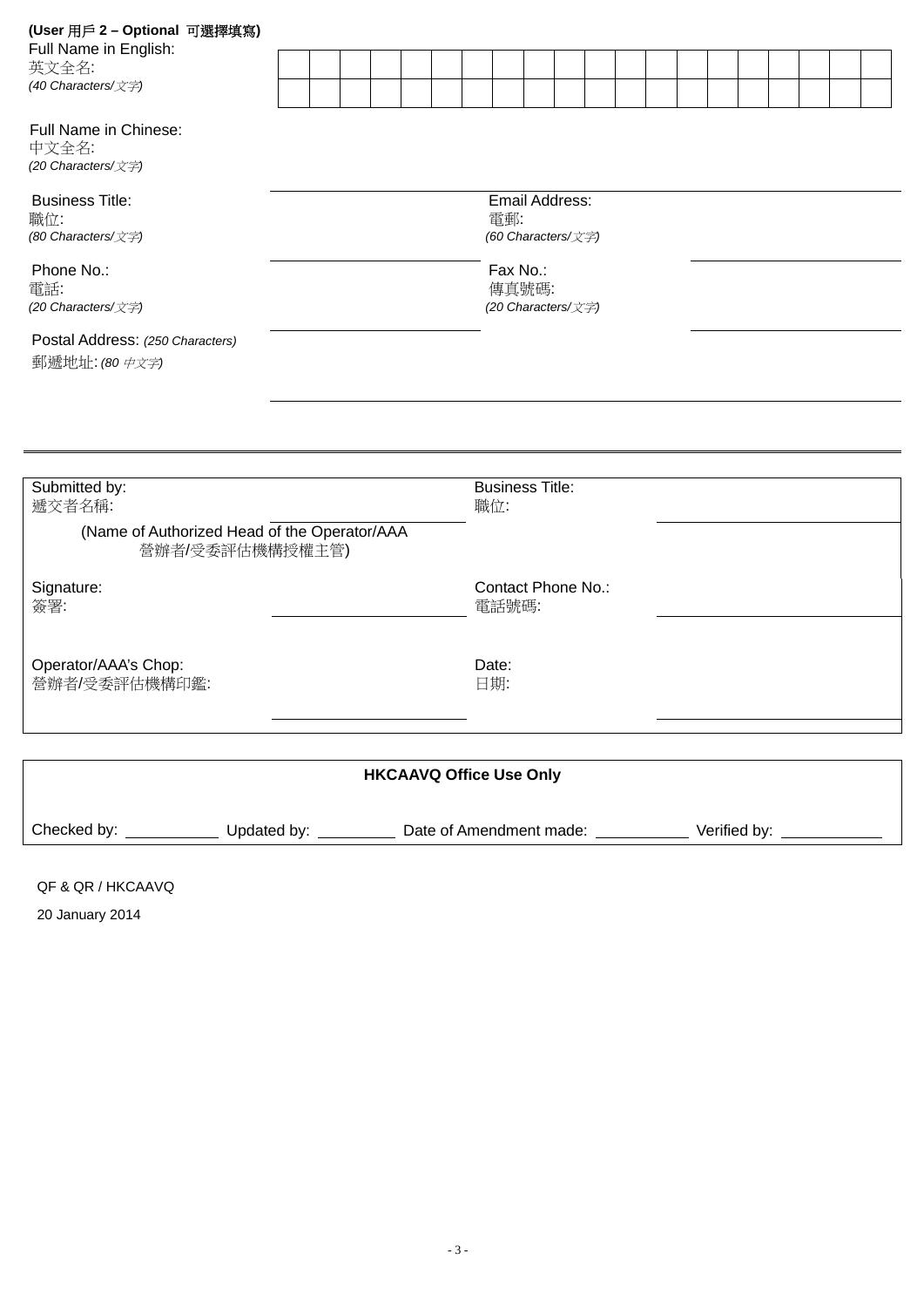**(User 用戶 2 – Optional 可選擇填寫)**

Full Name in English:
英文全名:
*(40 Characters/文字)*

| | | | | | | | | | | | | | | | | | | | |
|---|---|---|---|---|---|---|---|---|---|---|---|---|---|---|---|---|---|---|---|
| | | | | | | | | | | | | | | | | | | | |
| | | | | | | | | | | | | | | | | | | | |

Full Name in Chinese:
中文全名:
*(20 Characters/文字)*

Business Title:
職位:
*(80 Characters/文字)*

Email Address:
電郵:
*(60 Characters/文字)*

Phone No.:
電話:
*(20 Characters/文字)*

Fax No.:
傳真號碼:
*(20 Characters/文字)*

Postal Address: *(250 Characters)*
郵遞地址: *(80 中文字)*

---

| | |
|---|---|
| Submitted by:<br>遞交者名稱:<br>(Name of Authorized Head of the Operator/AAA<br>營辦者/受委評估機構授權主管) | Business Title:<br>職位: |
| Signature:<br>簽署: | Contact Phone No.:<br>電話號碼: |
| Operator/AAA's Chop:<br>營辦者/受委評估機構印鑑: | Date:<br>日期: |

**HKCAAVQ Office Use Only**

Checked by: ____________ Updated by: __________ Date of Amendment made: ____________ Verified by: ____________

QF & QR / HKCAAVQ

20 January 2014